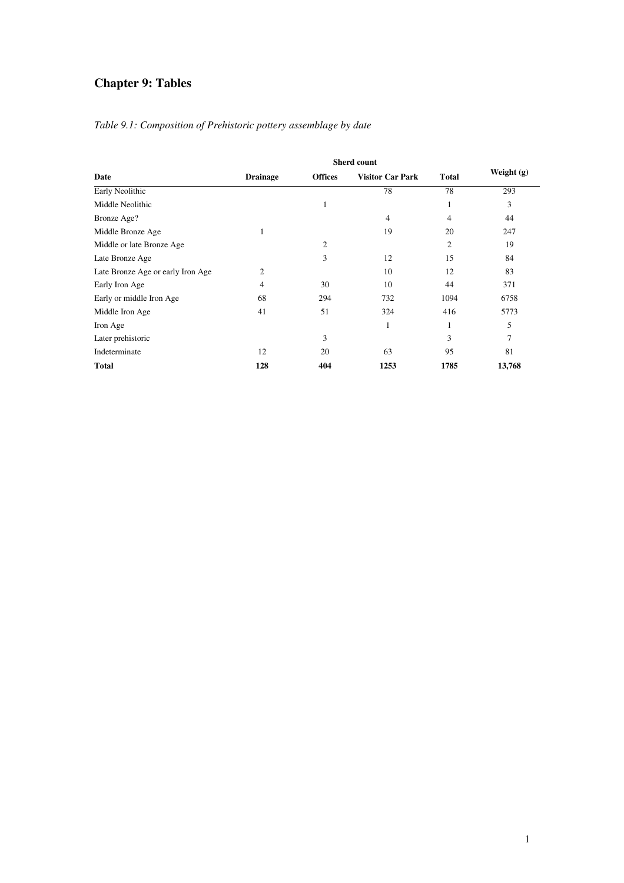# Chapter 9: Tables

*Table 9.1: Composition of Prehistoric pottery assemblage by date*

| | Sherd count | | | | |
|---|---|---|---|---|---|
| **Date** | **Drainage** | **Offices** | **Visitor Car Park** | **Total** | **Weight (g)** |
| Early Neolithic | | | 78 | 78 | 293 |
| Middle Neolithic | | 1 | | 1 | 3 |
| Bronze Age? | | | 4 | 4 | 44 |
| Middle Bronze Age | 1 | | 19 | 20 | 247 |
| Middle or late Bronze Age | | 2 | | 2 | 19 |
| Late Bronze Age | | 3 | 12 | 15 | 84 |
| Late Bronze Age or early Iron Age | 2 | | 10 | 12 | 83 |
| Early Iron Age | 4 | 30 | 10 | 44 | 371 |
| Early or middle Iron Age | 68 | 294 | 732 | 1094 | 6758 |
| Middle Iron Age | 41 | 51 | 324 | 416 | 5773 |
| Iron Age | | | 1 | 1 | 5 |
| Later prehistoric | | 3 | | 3 | 7 |
| Indeterminate | 12 | 20 | 63 | 95 | 81 |
| **Total** | **128** | **404** | **1253** | **1785** | **13,768** |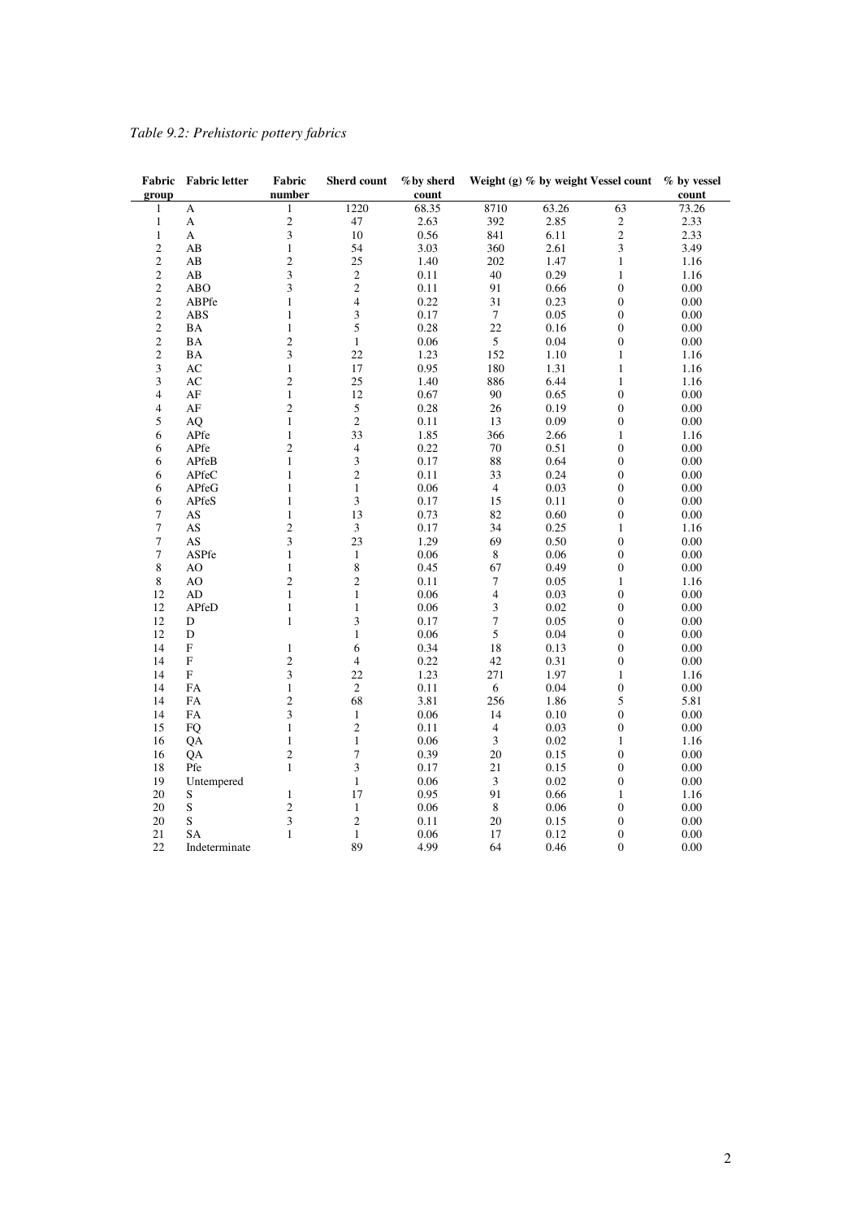*Table 9.2: Prehistoric pottery fabrics*

| Fabric group | Fabric letter | Fabric number | Sherd count | % by sherd count | Weight (g) | % by weight | Vessel count | % by vessel count |
|---|---|---|---|---|---|---|---|---|
| 1 | A | 1 | 1220 | 68.35 | 8710 | 63.26 | 63 | 73.26 |
| 1 | A | 2 | 47 | 2.63 | 392 | 2.85 | 2 | 2.33 |
| 1 | A | 3 | 10 | 0.56 | 841 | 6.11 | 2 | 2.33 |
| 2 | AB | 1 | 54 | 3.03 | 360 | 2.61 | 3 | 3.49 |
| 2 | AB | 2 | 25 | 1.40 | 202 | 1.47 | 1 | 1.16 |
| 2 | AB | 3 | 2 | 0.11 | 40 | 0.29 | 1 | 1.16 |
| 2 | ABO | 3 | 2 | 0.11 | 91 | 0.66 | 0 | 0.00 |
| 2 | ABPfe | 1 | 4 | 0.22 | 31 | 0.23 | 0 | 0.00 |
| 2 | ABS | 1 | 3 | 0.17 | 7 | 0.05 | 0 | 0.00 |
| 2 | BA | 1 | 5 | 0.28 | 22 | 0.16 | 0 | 0.00 |
| 2 | BA | 2 | 1 | 0.06 | 5 | 0.04 | 0 | 0.00 |
| 2 | BA | 3 | 22 | 1.23 | 152 | 1.10 | 1 | 1.16 |
| 3 | AC | 1 | 17 | 0.95 | 180 | 1.31 | 1 | 1.16 |
| 3 | AC | 2 | 25 | 1.40 | 886 | 6.44 | 1 | 1.16 |
| 4 | AF | 1 | 12 | 0.67 | 90 | 0.65 | 0 | 0.00 |
| 4 | AF | 2 | 5 | 0.28 | 26 | 0.19 | 0 | 0.00 |
| 5 | AQ | 1 | 2 | 0.11 | 13 | 0.09 | 0 | 0.00 |
| 6 | APfe | 1 | 33 | 1.85 | 366 | 2.66 | 1 | 1.16 |
| 6 | APfe | 2 | 4 | 0.22 | 70 | 0.51 | 0 | 0.00 |
| 6 | APfeB | 1 | 3 | 0.17 | 88 | 0.64 | 0 | 0.00 |
| 6 | APfeC | 1 | 2 | 0.11 | 33 | 0.24 | 0 | 0.00 |
| 6 | APfeG | 1 | 1 | 0.06 | 4 | 0.03 | 0 | 0.00 |
| 6 | APfeS | 1 | 3 | 0.17 | 15 | 0.11 | 0 | 0.00 |
| 7 | AS | 1 | 13 | 0.73 | 82 | 0.60 | 0 | 0.00 |
| 7 | AS | 2 | 3 | 0.17 | 34 | 0.25 | 1 | 1.16 |
| 7 | AS | 3 | 23 | 1.29 | 69 | 0.50 | 0 | 0.00 |
| 7 | ASPfe | 1 | 1 | 0.06 | 8 | 0.06 | 0 | 0.00 |
| 8 | AO | 1 | 8 | 0.45 | 67 | 0.49 | 0 | 0.00 |
| 8 | AO | 2 | 2 | 0.11 | 7 | 0.05 | 1 | 1.16 |
| 12 | AD | 1 | 1 | 0.06 | 4 | 0.03 | 0 | 0.00 |
| 12 | APfeD | 1 | 1 | 0.06 | 3 | 0.02 | 0 | 0.00 |
| 12 | D | 1 | 3 | 0.17 | 7 | 0.05 | 0 | 0.00 |
| 12 | D | | 1 | 0.06 | 5 | 0.04 | 0 | 0.00 |
| 14 | F | 1 | 6 | 0.34 | 18 | 0.13 | 0 | 0.00 |
| 14 | F | 2 | 4 | 0.22 | 42 | 0.31 | 0 | 0.00 |
| 14 | F | 3 | 22 | 1.23 | 271 | 1.97 | 1 | 1.16 |
| 14 | FA | 1 | 2 | 0.11 | 6 | 0.04 | 0 | 0.00 |
| 14 | FA | 2 | 68 | 3.81 | 256 | 1.86 | 5 | 5.81 |
| 14 | FA | 3 | 1 | 0.06 | 14 | 0.10 | 0 | 0.00 |
| 15 | FQ | 1 | 2 | 0.11 | 4 | 0.03 | 0 | 0.00 |
| 16 | QA | 1 | 1 | 0.06 | 3 | 0.02 | 1 | 1.16 |
| 16 | QA | 2 | 7 | 0.39 | 20 | 0.15 | 0 | 0.00 |
| 18 | Pfe | 1 | 3 | 0.17 | 21 | 0.15 | 0 | 0.00 |
| 19 | Untempered | | 1 | 0.06 | 3 | 0.02 | 0 | 0.00 |
| 20 | S | 1 | 17 | 0.95 | 91 | 0.66 | 1 | 1.16 |
| 20 | S | 2 | 1 | 0.06 | 8 | 0.06 | 0 | 0.00 |
| 20 | S | 3 | 2 | 0.11 | 20 | 0.15 | 0 | 0.00 |
| 21 | SA | 1 | 1 | 0.06 | 17 | 0.12 | 0 | 0.00 |
| 22 | Indeterminate | | 89 | 4.99 | 64 | 0.46 | 0 | 0.00 |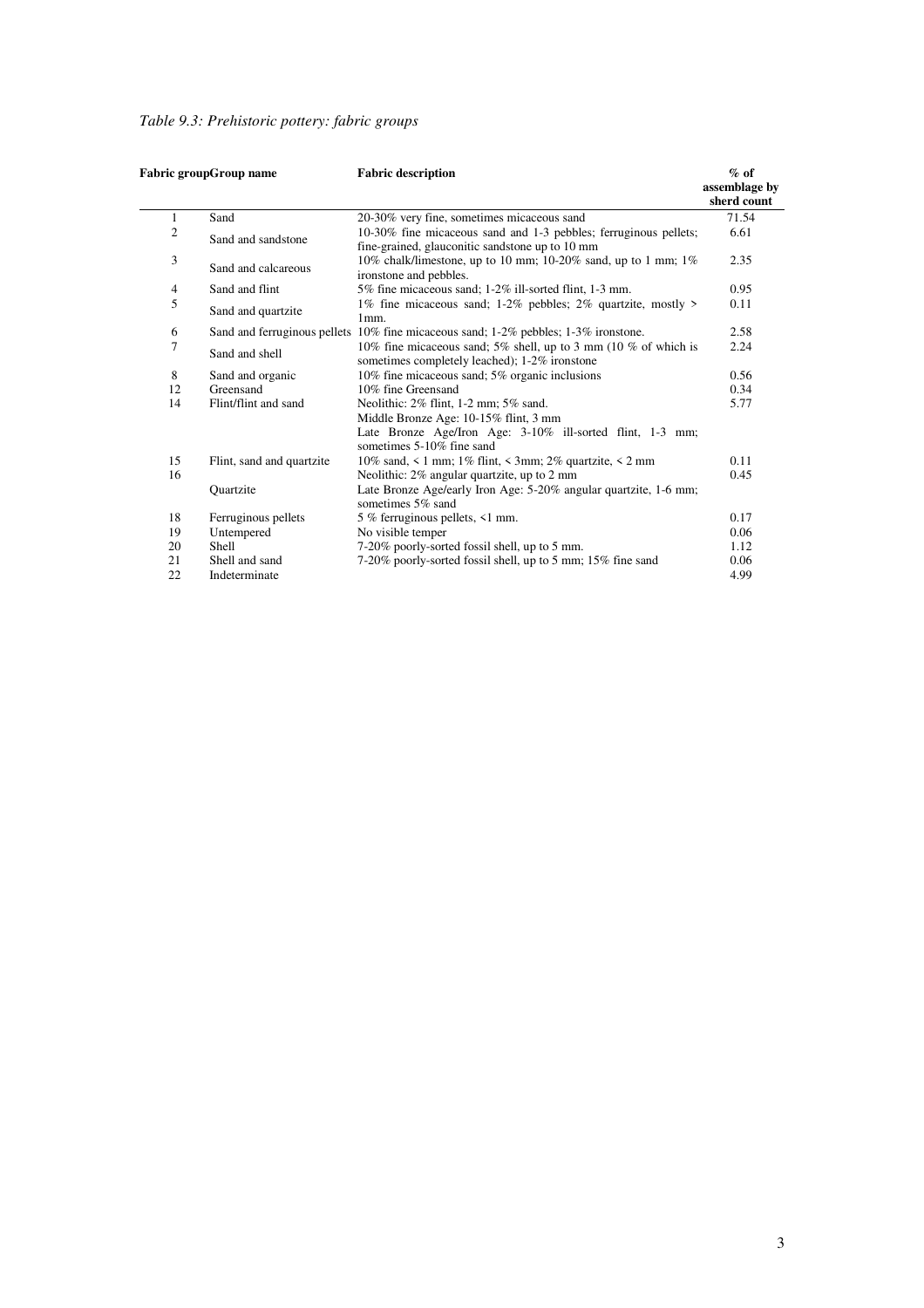*Table 9.3: Prehistoric pottery: fabric groups*

| Fabric group | Group name | Fabric description | % of assemblage by sherd count |
|---|---|---|---|
| 1 | Sand | 20-30% very fine, sometimes micaceous sand | 71.54 |
| 2 | Sand and sandstone | 10-30% fine micaceous sand and 1-3 pebbles; ferruginous pellets; fine-grained, glauconitic sandstone up to 10 mm | 6.61 |
| 3 | Sand and calcareous | 10% chalk/limestone, up to 10 mm; 10-20% sand, up to 1 mm; 1% ironstone and pebbles. | 2.35 |
| 4 | Sand and flint | 5% fine micaceous sand; 1-2% ill-sorted flint, 1-3 mm. | 0.95 |
| 5 | Sand and quartzite | 1% fine micaceous sand; 1-2% pebbles; 2% quartzite, mostly > 1mm. | 0.11 |
| 6 | Sand and ferruginous pellets | 10% fine micaceous sand; 1-2% pebbles; 1-3% ironstone. | 2.58 |
| 7 | Sand and shell | 10% fine micaceous sand; 5% shell, up to 3 mm (10 % of which is sometimes completely leached); 1-2% ironstone | 2.24 |
| 8 | Sand and organic | 10% fine micaceous sand; 5% organic inclusions | 0.56 |
| 12 | Greensand | 10% fine Greensand | 0.34 |
| 14 | Flint/flint and sand | Neolithic: 2% flint, 1-2 mm; 5% sand.<br>Middle Bronze Age: 10-15% flint, 3 mm<br>Late Bronze Age/Iron Age: 3-10% ill-sorted flint, 1-3 mm; sometimes 5-10% fine sand | 5.77 |
| 15 | Flint, sand and quartzite | 10% sand, < 1 mm; 1% flint, < 3mm; 2% quartzite, < 2 mm | 0.11 |
| 16 | Quartzite | Neolithic: 2% angular quartzite, up to 2 mm<br>Late Bronze Age/early Iron Age: 5-20% angular quartzite, 1-6 mm; sometimes 5% sand | 0.45 |
| 18 | Ferruginous pellets | 5 % ferruginous pellets, <1 mm. | 0.17 |
| 19 | Untempered | No visible temper | 0.06 |
| 20 | Shell | 7-20% poorly-sorted fossil shell, up to 5 mm. | 1.12 |
| 21 | Shell and sand | 7-20% poorly-sorted fossil shell, up to 5 mm; 15% fine sand | 0.06 |
| 22 | Indeterminate | | 4.99 |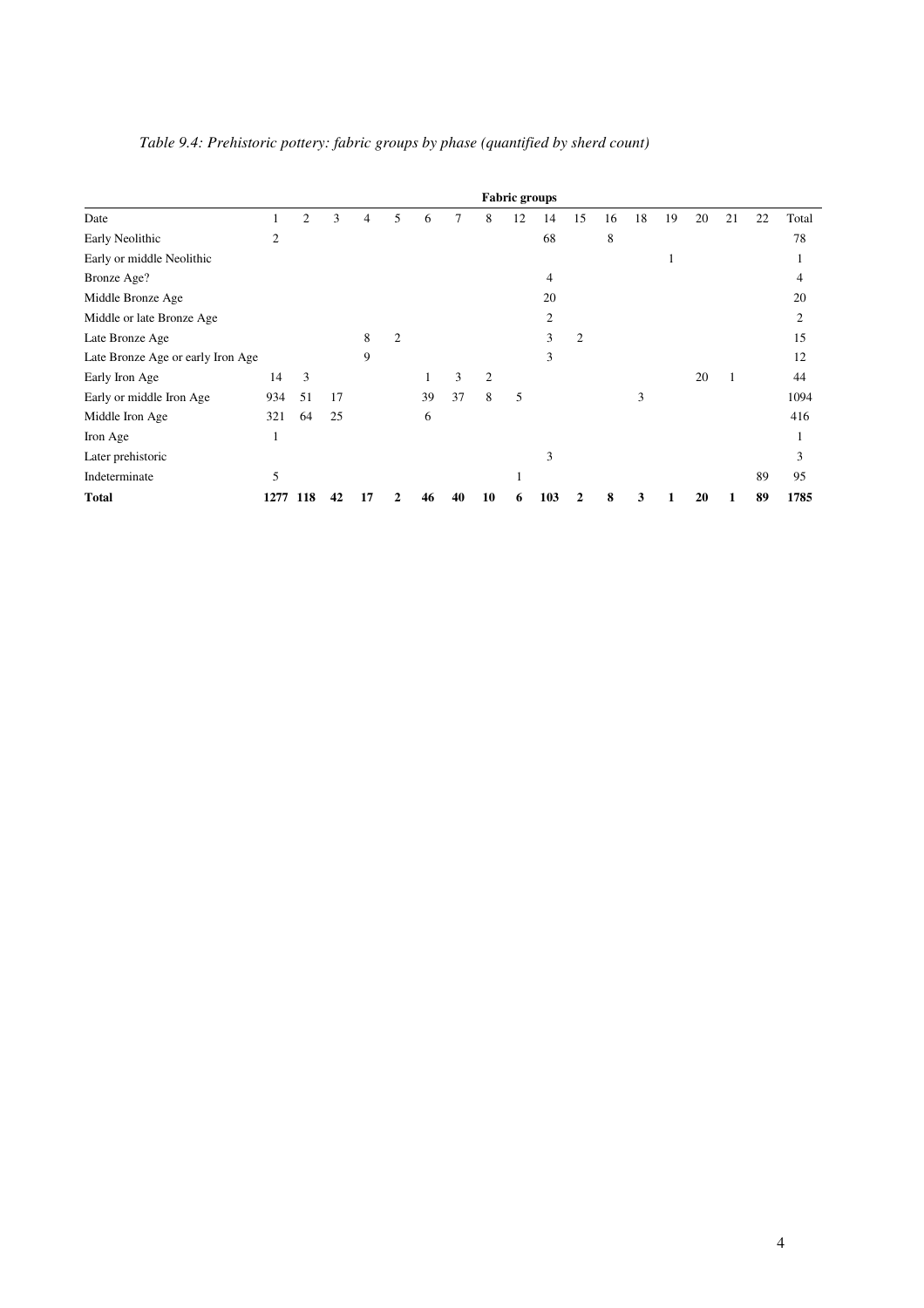*Table 9.4: Prehistoric pottery: fabric groups by phase (quantified by sherd count)*

| | **Fabric groups** | | | | | | | | | | | | | | | | | |
|---|---|---|---|---|---|---|---|---|---|---|---|---|---|---|---|---|---|---|
| Date | 1 | 2 | 3 | 4 | 5 | 6 | 7 | 8 | 12 | 14 | 15 | 16 | 18 | 19 | 20 | 21 | 22 | Total |
| Early Neolithic | 2 | | | | | | | | | 68 | | 8 | | | | | | 78 |
| Early or middle Neolithic | | | | | | | | | | | | | | 1 | | | | 1 |
| Bronze Age? | | | | | | | | | | 4 | | | | | | | | 4 |
| Middle Bronze Age | | | | | | | | | | 20 | | | | | | | | 20 |
| Middle or late Bronze Age | | | | | | | | | | 2 | | | | | | | | 2 |
| Late Bronze Age | | | | 8 | 2 | | | | | 3 | 2 | | | | | | | 15 |
| Late Bronze Age or early Iron Age | | | | 9 | | | | | | 3 | | | | | | | | 12 |
| Early Iron Age | 14 | 3 | | | | 1 | 3 | 2 | | | | | | | 20 | 1 | | 44 |
| Early or middle Iron Age | 934 | 51 | 17 | | | 39 | 37 | 8 | 5 | | | | 3 | | | | | 1094 |
| Middle Iron Age | 321 | 64 | 25 | | | 6 | | | | | | | | | | | | 416 |
| Iron Age | 1 | | | | | | | | | | | | | | | | | 1 |
| Later prehistoric | | | | | | | | | | 3 | | | | | | | | 3 |
| Indeterminate | 5 | | | | | | | | 1 | | | | | | | | 89 | 95 |
| **Total** | **1277** | **118** | **42** | **17** | **2** | **46** | **40** | **10** | **6** | **103** | **2** | **8** | **3** | **1** | **20** | **1** | **89** | **1785** |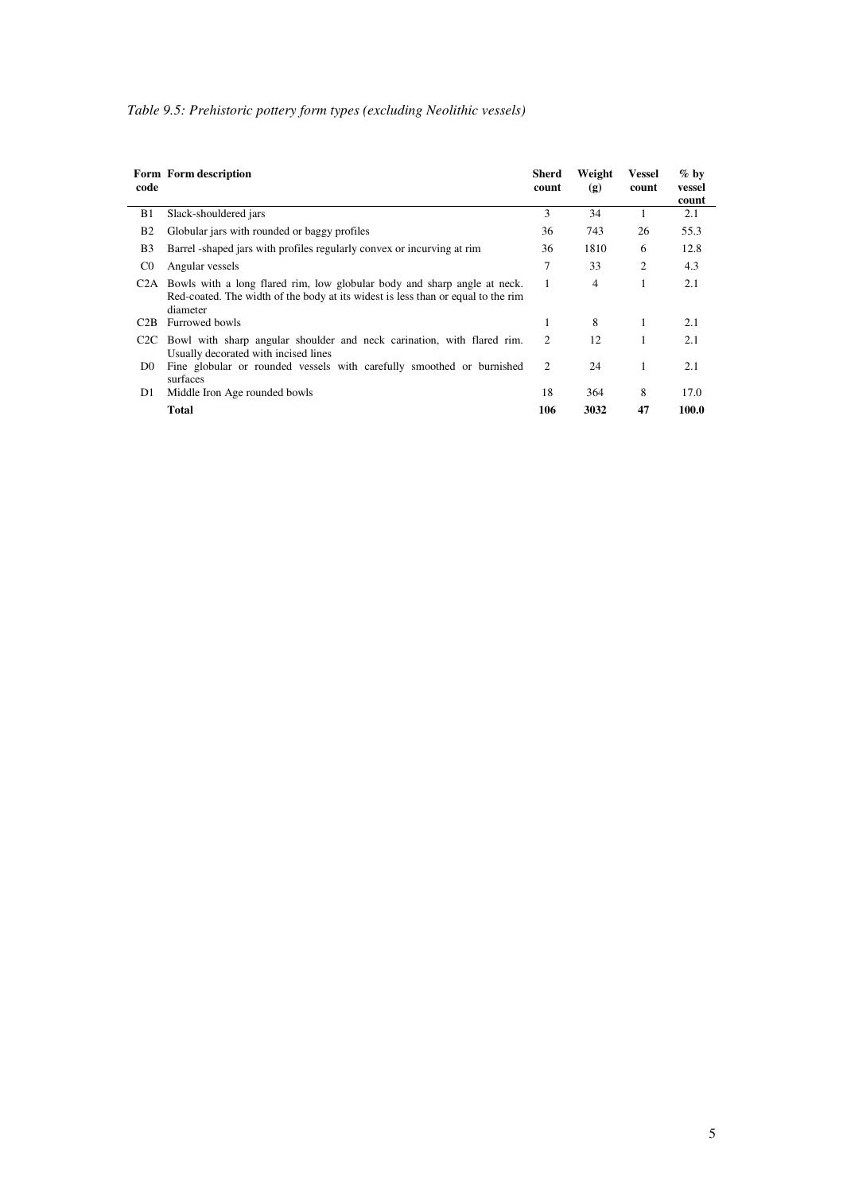*Table 9.5: Prehistoric pottery form types (excluding Neolithic vessels)*

| Form code | Form description | Sherd count | Weight (g) | Vessel count | % by vessel count |
|---|---|---|---|---|---|
| B1 | Slack-shouldered jars | 3 | 34 | 1 | 2.1 |
| B2 | Globular jars with rounded or baggy profiles | 36 | 743 | 26 | 55.3 |
| B3 | Barrel -shaped jars with profiles regularly convex or incurving at rim | 36 | 1810 | 6 | 12.8 |
| C0 | Angular vessels | 7 | 33 | 2 | 4.3 |
| C2A | Bowls with a long flared rim, low globular body and sharp angle at neck. Red-coated. The width of the body at its widest is less than or equal to the rim diameter | 1 | 4 | 1 | 2.1 |
| C2B | Furrowed bowls | 1 | 8 | 1 | 2.1 |
| C2C | Bowl with sharp angular shoulder and neck carination, with flared rim. Usually decorated with incised lines | 2 | 12 | 1 | 2.1 |
| D0 | Fine globular or rounded vessels with carefully smoothed or burnished surfaces | 2 | 24 | 1 | 2.1 |
| D1 | Middle Iron Age rounded bowls | 18 | 364 | 8 | 17.0 |
| | **Total** | **106** | **3032** | **47** | **100.0** |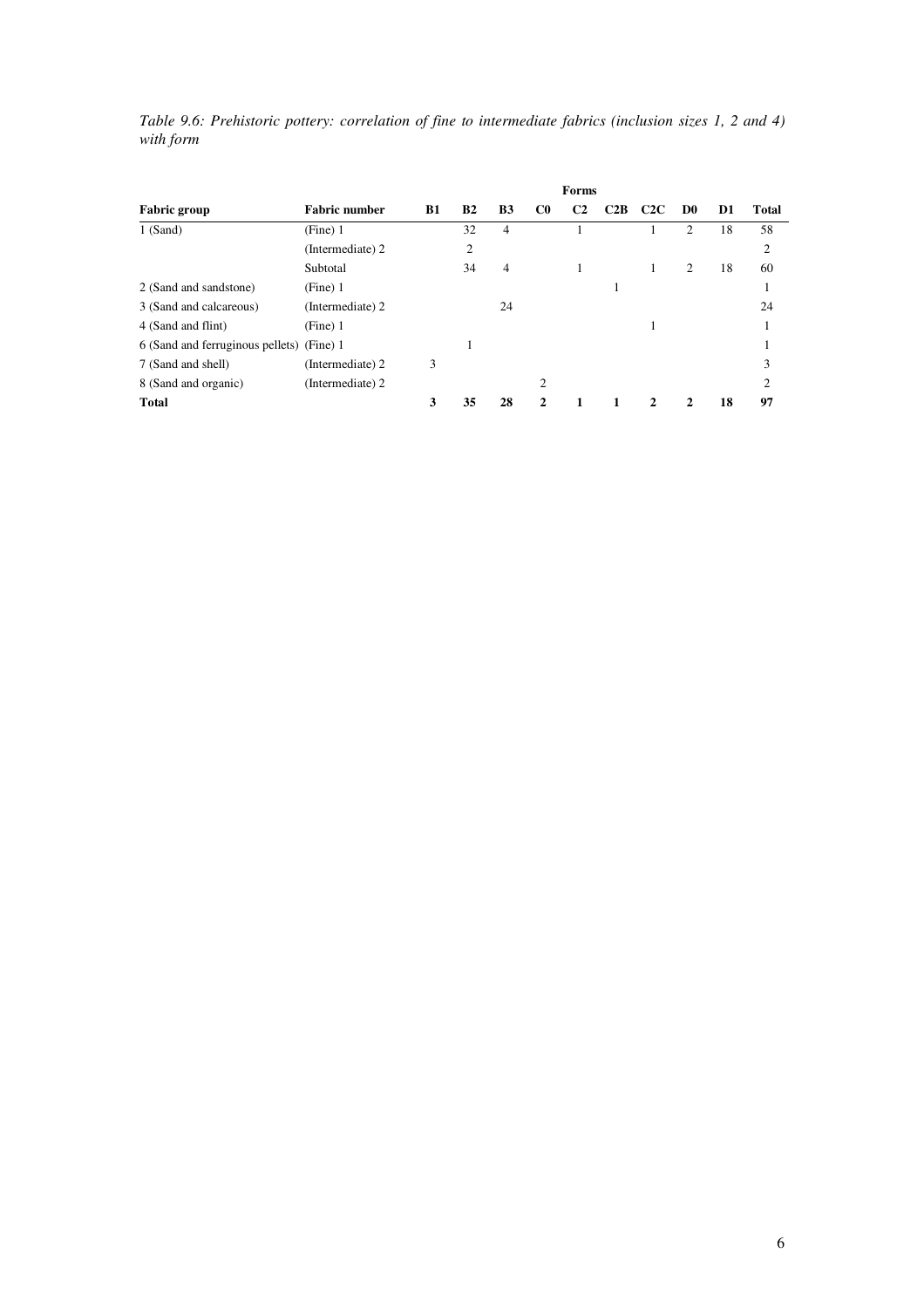*Table 9.6: Prehistoric pottery: correlation of fine to intermediate fabrics (inclusion sizes 1, 2 and 4) with form*

| | | Forms | | | | | | | | | |
|---|---|---|---|---|---|---|---|---|---|---|---|
| **Fabric group** | **Fabric number** | **B1** | **B2** | **B3** | **C0** | **C2** | **C2B** | **C2C** | **D0** | **D1** | **Total** |
| 1 (Sand) | (Fine) 1 | | 32 | 4 | | 1 | | 1 | 2 | 18 | 58 |
| | (Intermediate) 2 | | 2 | | | | | | | | 2 |
| | Subtotal | | 34 | 4 | | 1 | | 1 | 2 | 18 | 60 |
| 2 (Sand and sandstone) | (Fine) 1 | | | | | | 1 | | | | 1 |
| 3 (Sand and calcareous) | (Intermediate) 2 | | | 24 | | | | | | | 24 |
| 4 (Sand and flint) | (Fine) 1 | | | | | | | 1 | | | 1 |
| 6 (Sand and ferruginous pellets) | (Fine) 1 | | 1 | | | | | | | | 1 |
| 7 (Sand and shell) | (Intermediate) 2 | 3 | | | | | | | | | 3 |
| 8 (Sand and organic) | (Intermediate) 2 | | | | 2 | | | | | | 2 |
| **Total** | | **3** | **35** | **28** | **2** | **1** | **1** | **2** | **2** | **18** | **97** |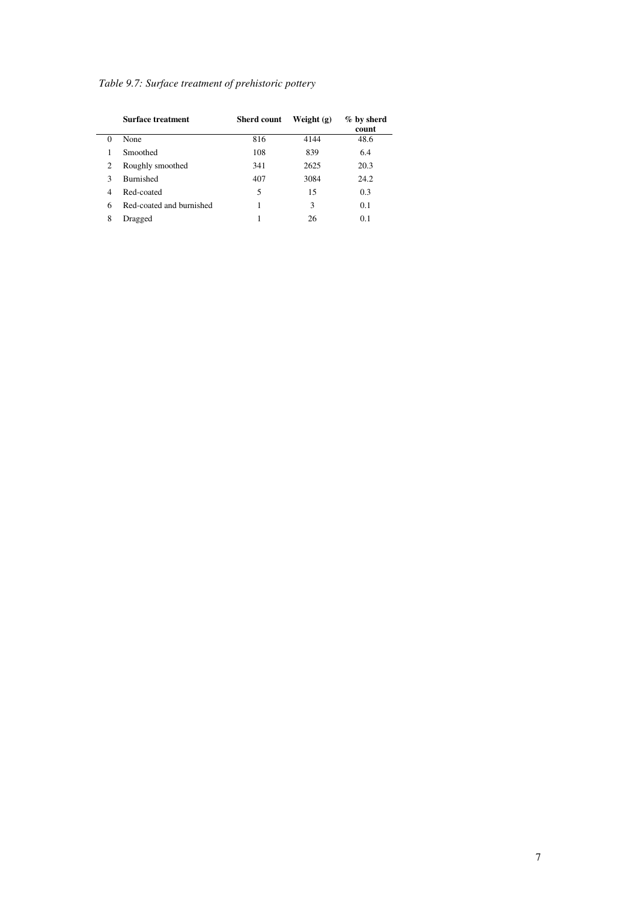*Table 9.7: Surface treatment of prehistoric pottery*

| | Surface treatment | Sherd count | Weight (g) | % by sherd count |
|---|---|---|---|---|
| 0 | None | 816 | 4144 | 48.6 |
| 1 | Smoothed | 108 | 839 | 6.4 |
| 2 | Roughly smoothed | 341 | 2625 | 20.3 |
| 3 | Burnished | 407 | 3084 | 24.2 |
| 4 | Red-coated | 5 | 15 | 0.3 |
| 6 | Red-coated and burnished | 1 | 3 | 0.1 |
| 8 | Dragged | 1 | 26 | 0.1 |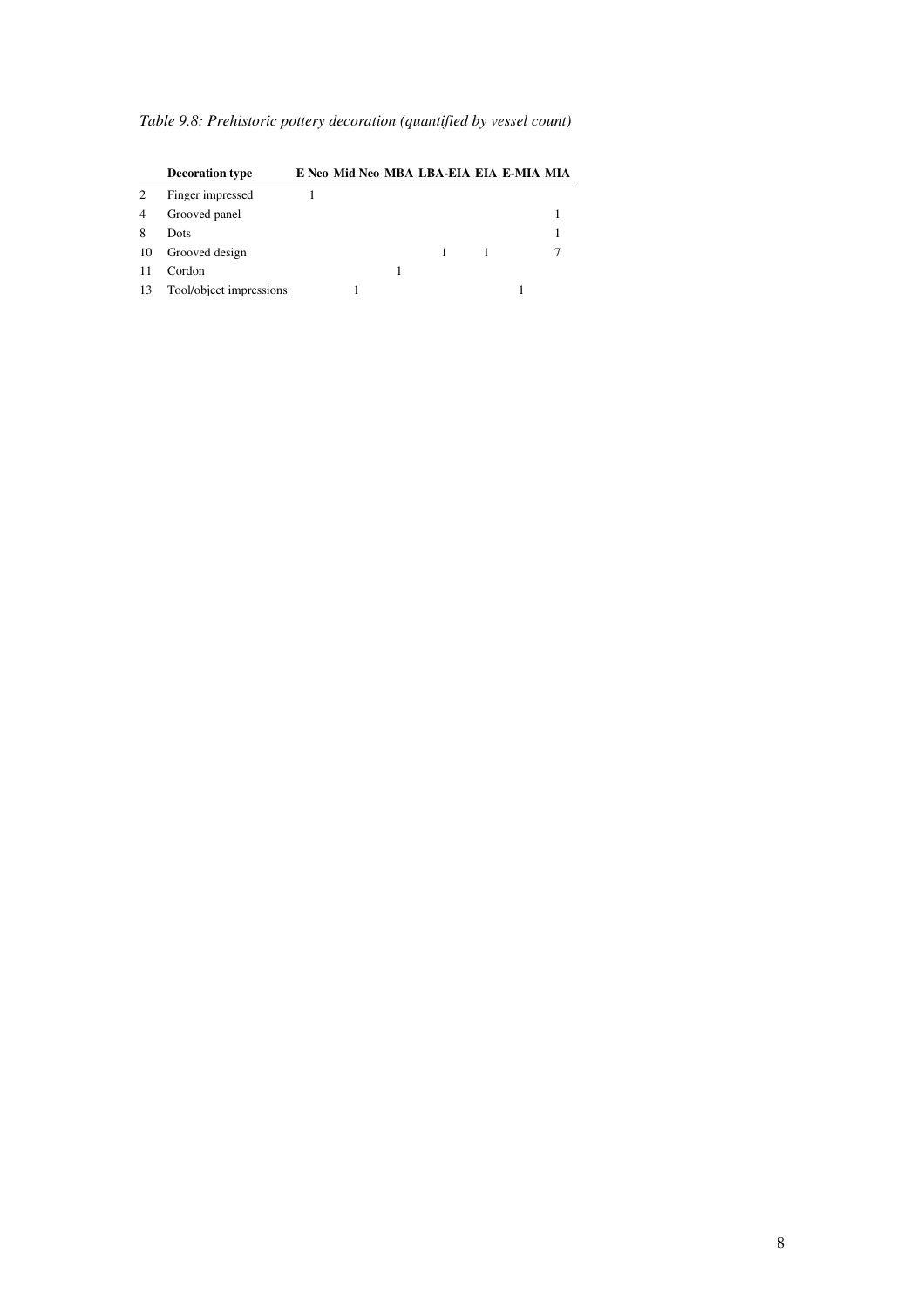*Table 9.8: Prehistoric pottery decoration (quantified by vessel count)*

| | Decoration type | E Neo | Mid Neo | MBA | LBA-EIA | EIA | E-MIA | MIA |
|---|---|---|---|---|---|---|---|---|
| 2 | Finger impressed | 1 | | | | | | |
| 4 | Grooved panel | | | | | | | 1 |
| 8 | Dots | | | | | | | 1 |
| 10 | Grooved design | | | | 1 | 1 | | 7 |
| 11 | Cordon | | | 1 | | | | |
| 13 | Tool/object impressions | | 1 | | | | 1 | |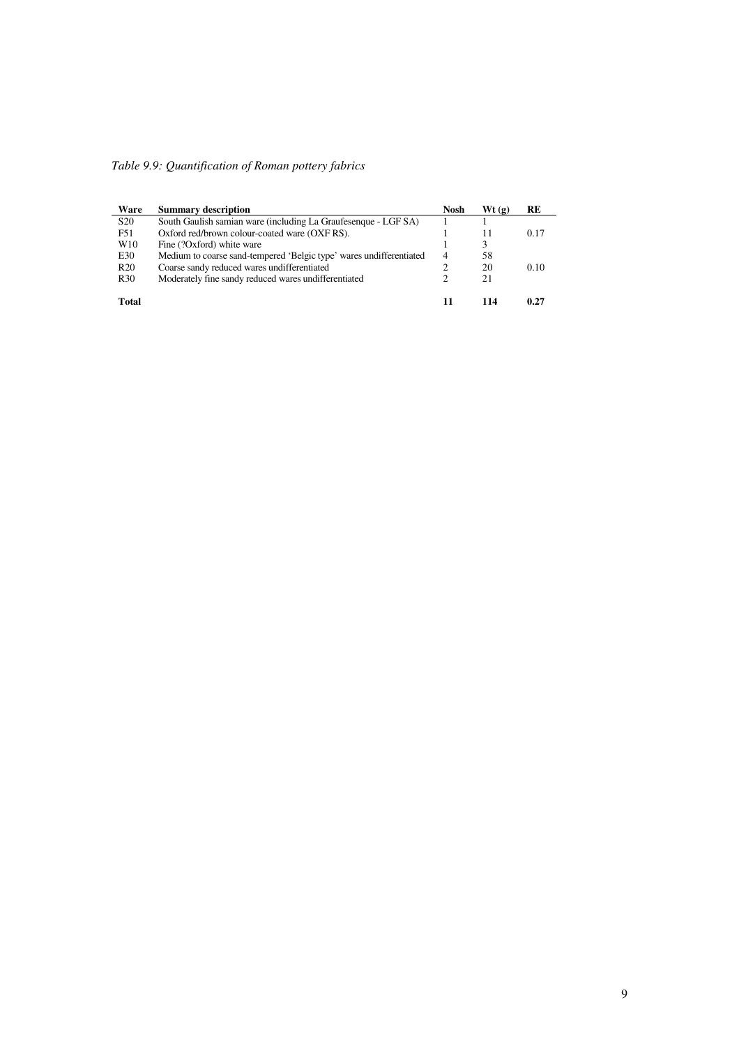*Table 9.9: Quantification of Roman pottery fabrics*

| Ware | Summary description | Nosh | Wt (g) | RE |
|---|---|---|---|---|
| S20 | South Gaulish samian ware (including La Graufesenque - LGF SA) | 1 | 1 | |
| F51 | Oxford red/brown colour-coated ware (OXF RS). | 1 | 11 | 0.17 |
| W10 | Fine (?Oxford) white ware | 1 | 3 | |
| E30 | Medium to coarse sand-tempered 'Belgic type' wares undifferentiated | 4 | 58 | |
| R20 | Coarse sandy reduced wares undifferentiated | 2 | 20 | 0.10 |
| R30 | Moderately fine sandy reduced wares undifferentiated | 2 | 21 | |
| **Total** | | **11** | **114** | **0.27** |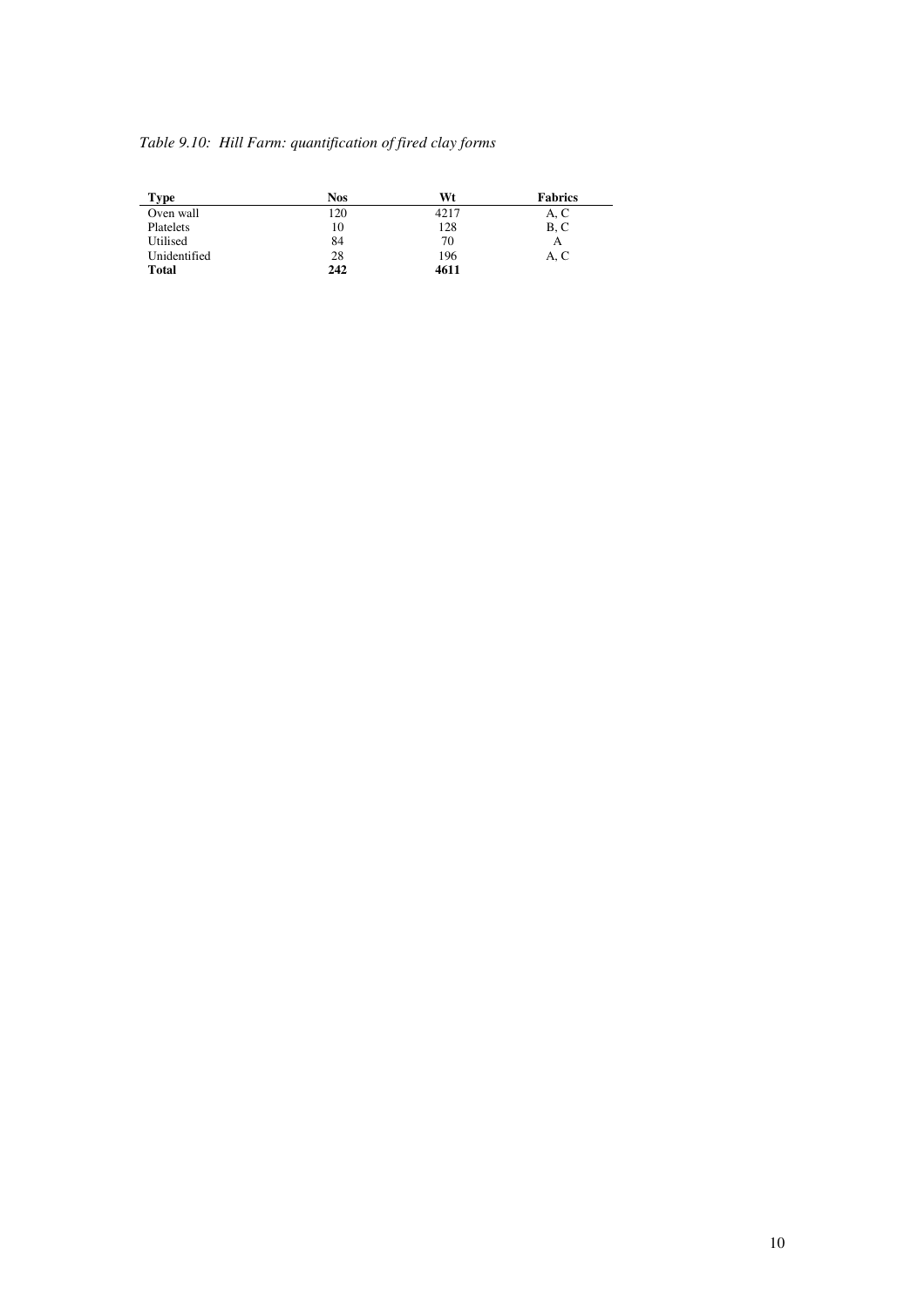*Table 9.10: Hill Farm: quantification of fired clay forms*

| **Type** | **Nos** | **Wt** | **Fabrics** |
|---|---|---|---|
| Oven wall | 120 | 4217 | A, C |
| Platelets | 10 | 128 | B, C |
| Utilised | 84 | 70 | A |
| Unidentified | 28 | 196 | A, C |
| **Total** | **242** | **4611** | |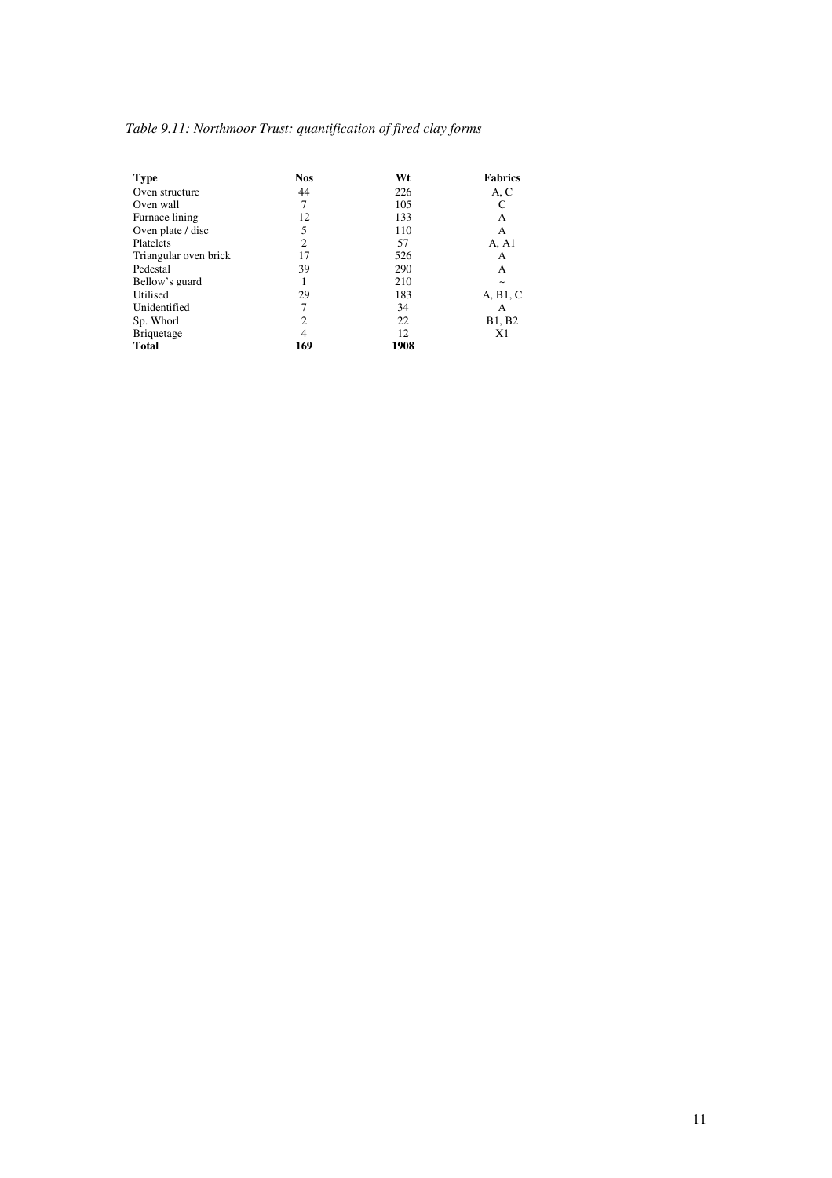*Table 9.11: Northmoor Trust: quantification of fired clay forms*

| Type | Nos | Wt | Fabrics |
|---|---|---|---|
| Oven structure | 44 | 226 | A, C |
| Oven wall | 7 | 105 | C |
| Furnace lining | 12 | 133 | A |
| Oven plate / disc | 5 | 110 | A |
| Platelets | 2 | 57 | A, A1 |
| Triangular oven brick | 17 | 526 | A |
| Pedestal | 39 | 290 | A |
| Bellow's guard | 1 | 210 | ~ |
| Utilised | 29 | 183 | A, B1, C |
| Unidentified | 7 | 34 | A |
| Sp. Whorl | 2 | 22 | B1, B2 |
| Briquetage | 4 | 12 | X1 |
| **Total** | **169** | **1908** | |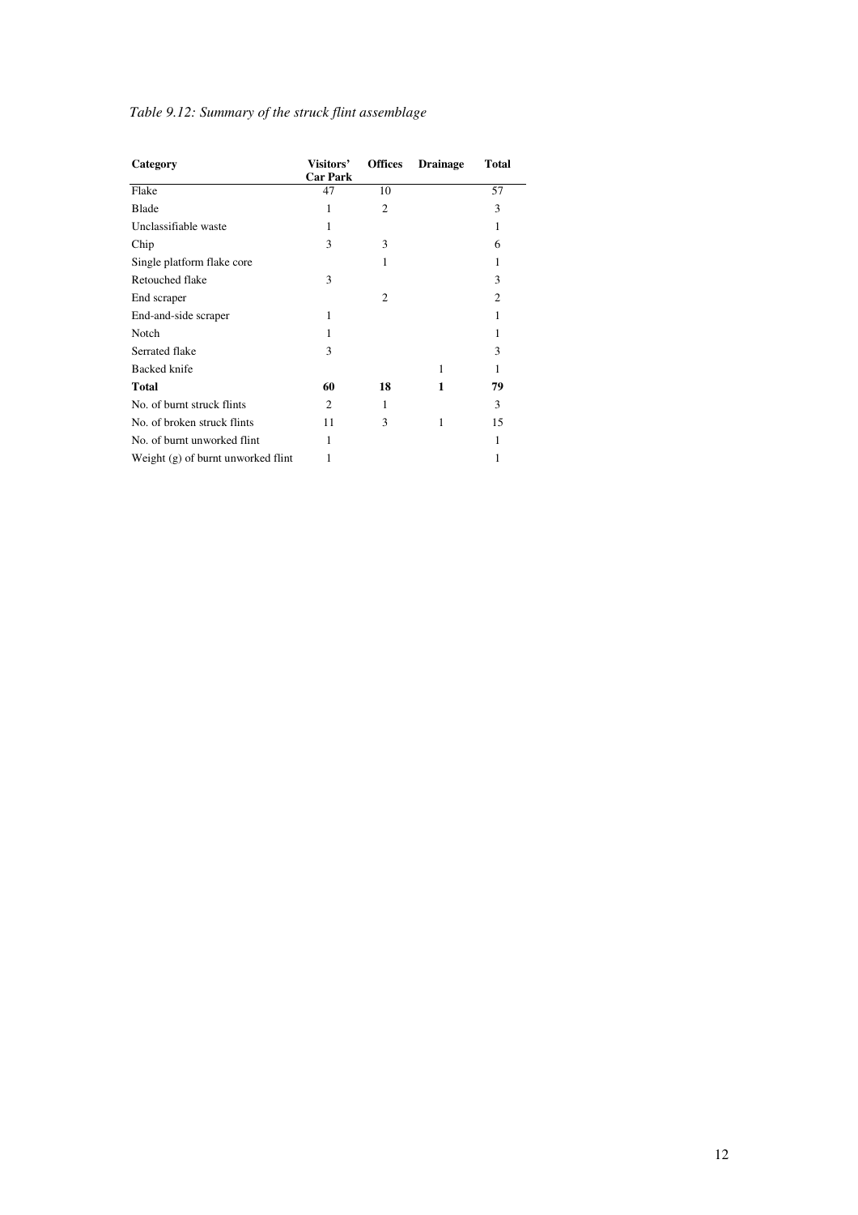*Table 9.12: Summary of the struck flint assemblage*

| Category | Visitors' Car Park | Offices | Drainage | Total |
|---|---|---|---|---|
| Flake | 47 | 10 | | 57 |
| Blade | 1 | 2 | | 3 |
| Unclassifiable waste | 1 | | | 1 |
| Chip | 3 | 3 | | 6 |
| Single platform flake core | | 1 | | 1 |
| Retouched flake | 3 | | | 3 |
| End scraper | | 2 | | 2 |
| End-and-side scraper | 1 | | | 1 |
| Notch | 1 | | | 1 |
| Serrated flake | 3 | | | 3 |
| Backed knife | | | 1 | 1 |
| **Total** | **60** | **18** | **1** | **79** |
| No. of burnt struck flints | 2 | 1 | | 3 |
| No. of broken struck flints | 11 | 3 | 1 | 15 |
| No. of burnt unworked flint | 1 | | | 1 |
| Weight (g) of burnt unworked flint | 1 | | | 1 |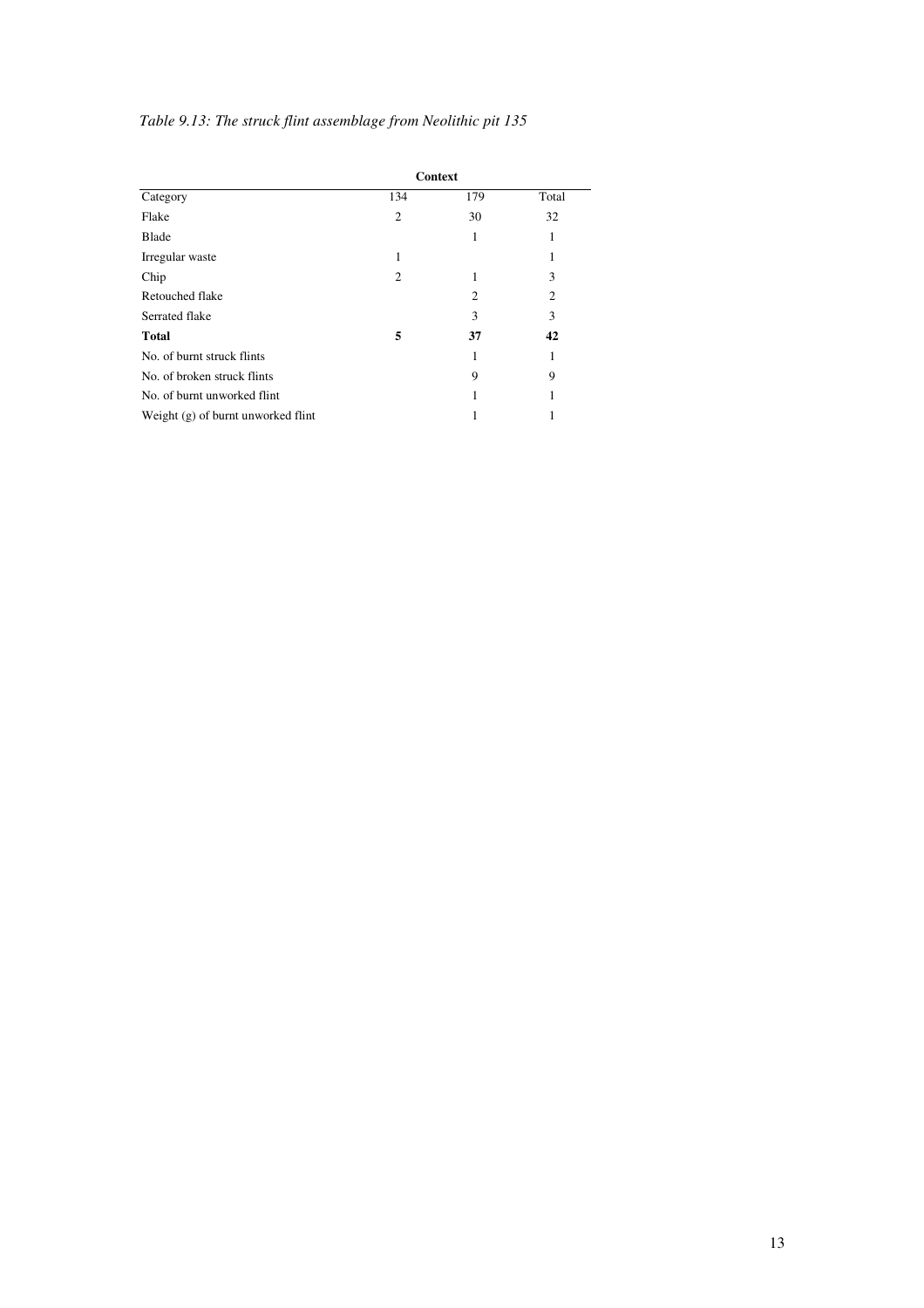*Table 9.13: The struck flint assemblage from Neolithic pit 135*

| | Context | | |
|---|---|---|---|
| Category | 134 | 179 | Total |
| Flake | 2 | 30 | 32 |
| Blade | | 1 | 1 |
| Irregular waste | 1 | | 1 |
| Chip | 2 | 1 | 3 |
| Retouched flake | | 2 | 2 |
| Serrated flake | | 3 | 3 |
| **Total** | **5** | **37** | **42** |
| No. of burnt struck flints | | 1 | 1 |
| No. of broken struck flints | | 9 | 9 |
| No. of burnt unworked flint | | 1 | 1 |
| Weight (g) of burnt unworked flint | | 1 | 1 |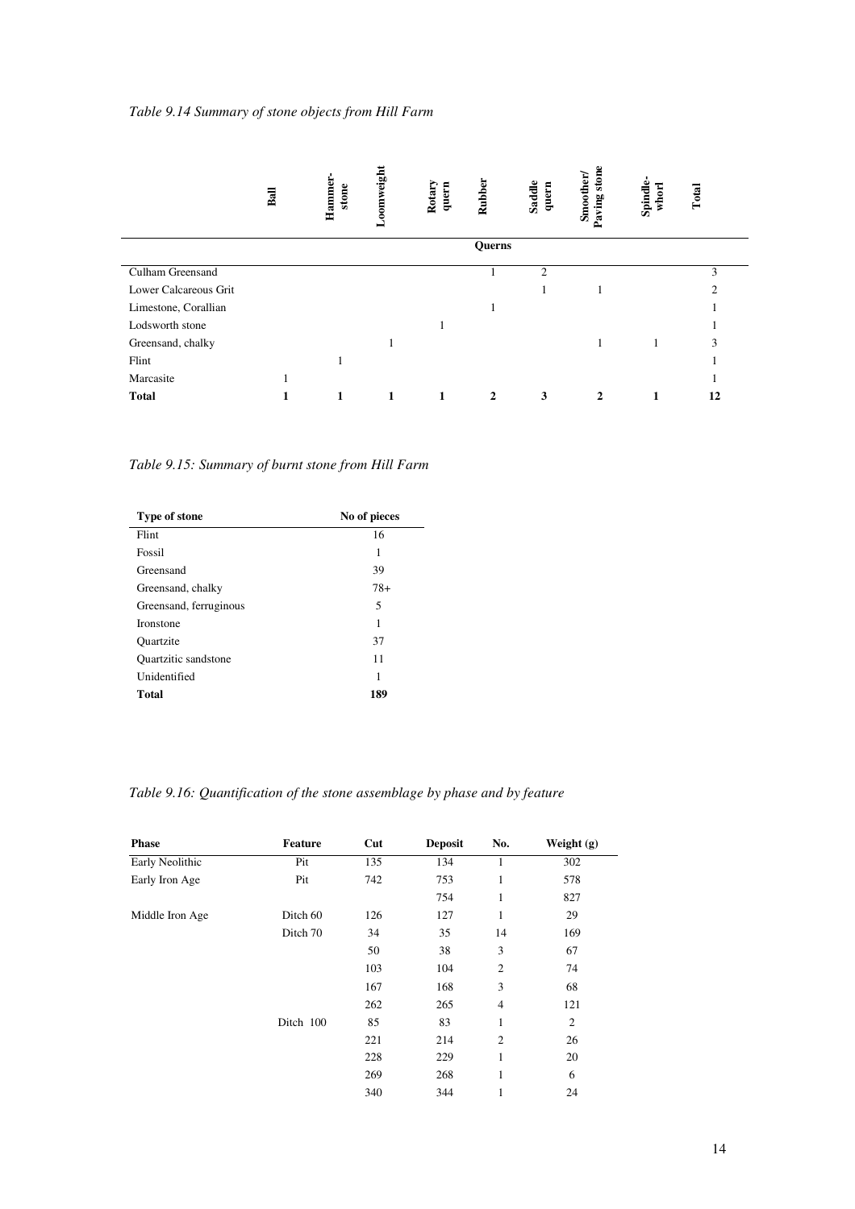*Table 9.14 Summary of stone objects from Hill Farm*

| | Ball | Hammer-stone | Loomweight | Rotary quern | Rubber | Saddle quern | Smoother/ Paving stone | Spindle-whorl | Total |
|---|---|---|---|---|---|---|---|---|---|
| | | | | | Querns | | | | |
| Culham Greensand | | | | | 1 | 2 | | | 3 |
| Lower Calcareous Grit | | | | | | 1 | 1 | | 2 |
| Limestone, Corallian | | | | | 1 | | | | 1 |
| Lodsworth stone | | | | 1 | | | | | 1 |
| Greensand, chalky | | | 1 | | | | 1 | 1 | 3 |
| Flint | | 1 | | | | | | | 1 |
| Marcasite | 1 | | | | | | | | 1 |
| **Total** | **1** | **1** | **1** | **1** | **2** | **3** | **2** | **1** | **12** |

*Table 9.15: Summary of burnt stone from Hill Farm*

| Type of stone | No of pieces |
|---|---|
| Flint | 16 |
| Fossil | 1 |
| Greensand | 39 |
| Greensand, chalky | 78+ |
| Greensand, ferruginous | 5 |
| Ironstone | 1 |
| Quartzite | 37 |
| Quartzitic sandstone | 11 |
| Unidentified | 1 |
| **Total** | **189** |

*Table 9.16: Quantification of the stone assemblage by phase and by feature*

| Phase | Feature | Cut | Deposit | No. | Weight (g) |
|---|---|---|---|---|---|
| Early Neolithic | Pit | 135 | 134 | 1 | 302 |
| Early Iron Age | Pit | 742 | 753 | 1 | 578 |
| | | | 754 | 1 | 827 |
| Middle Iron Age | Ditch 60 | 126 | 127 | 1 | 29 |
| | Ditch 70 | 34 | 35 | 14 | 169 |
| | | 50 | 38 | 3 | 67 |
| | | 103 | 104 | 2 | 74 |
| | | 167 | 168 | 3 | 68 |
| | | 262 | 265 | 4 | 121 |
| | Ditch 100 | 85 | 83 | 1 | 2 |
| | | 221 | 214 | 2 | 26 |
| | | 228 | 229 | 1 | 20 |
| | | 269 | 268 | 1 | 6 |
| | | 340 | 344 | 1 | 24 |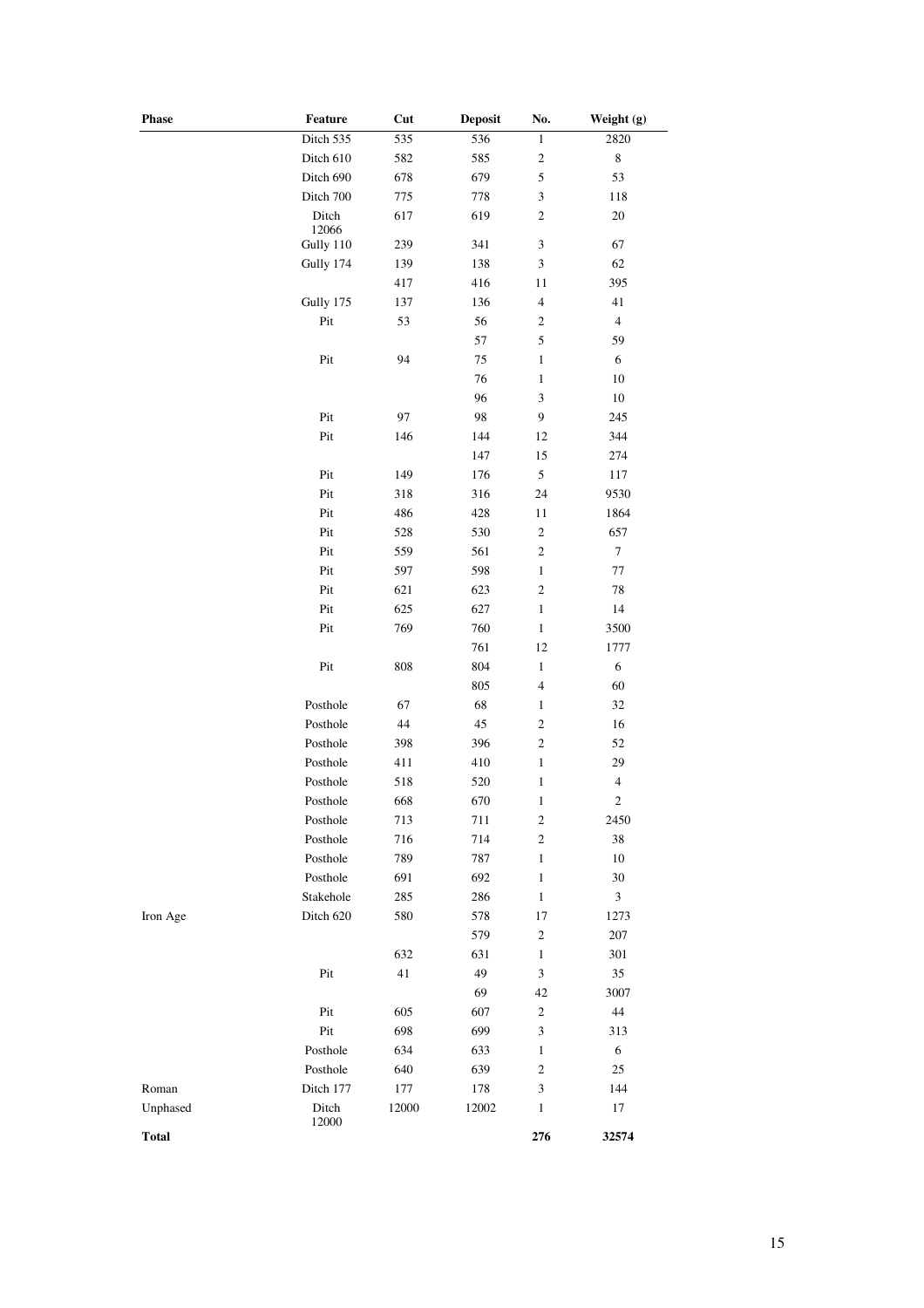| Phase | Feature | Cut | Deposit | No. | Weight (g) |
|---|---|---|---|---|---|
| | Ditch 535 | 535 | 536 | 1 | 2820 |
| | Ditch 610 | 582 | 585 | 2 | 8 |
| | Ditch 690 | 678 | 679 | 5 | 53 |
| | Ditch 700 | 775 | 778 | 3 | 118 |
| | Ditch 12066 | 617 | 619 | 2 | 20 |
| | Gully 110 | 239 | 341 | 3 | 67 |
| | Gully 174 | 139 | 138 | 3 | 62 |
| | | 417 | 416 | 11 | 395 |
| | Gully 175 | 137 | 136 | 4 | 41 |
| | Pit | 53 | 56 | 2 | 4 |
| | | | 57 | 5 | 59 |
| | Pit | 94 | 75 | 1 | 6 |
| | | | 76 | 1 | 10 |
| | | | 96 | 3 | 10 |
| | Pit | 97 | 98 | 9 | 245 |
| | Pit | 146 | 144 | 12 | 344 |
| | | | 147 | 15 | 274 |
| | Pit | 149 | 176 | 5 | 117 |
| | Pit | 318 | 316 | 24 | 9530 |
| | Pit | 486 | 428 | 11 | 1864 |
| | Pit | 528 | 530 | 2 | 657 |
| | Pit | 559 | 561 | 2 | 7 |
| | Pit | 597 | 598 | 1 | 77 |
| | Pit | 621 | 623 | 2 | 78 |
| | Pit | 625 | 627 | 1 | 14 |
| | Pit | 769 | 760 | 1 | 3500 |
| | | | 761 | 12 | 1777 |
| | Pit | 808 | 804 | 1 | 6 |
| | | | 805 | 4 | 60 |
| | Posthole | 67 | 68 | 1 | 32 |
| | Posthole | 44 | 45 | 2 | 16 |
| | Posthole | 398 | 396 | 2 | 52 |
| | Posthole | 411 | 410 | 1 | 29 |
| | Posthole | 518 | 520 | 1 | 4 |
| | Posthole | 668 | 670 | 1 | 2 |
| | Posthole | 713 | 711 | 2 | 2450 |
| | Posthole | 716 | 714 | 2 | 38 |
| | Posthole | 789 | 787 | 1 | 10 |
| | Posthole | 691 | 692 | 1 | 30 |
| | Stakehole | 285 | 286 | 1 | 3 |
| Iron Age | Ditch 620 | 580 | 578 | 17 | 1273 |
| | | | 579 | 2 | 207 |
| | | 632 | 631 | 1 | 301 |
| | Pit | 41 | 49 | 3 | 35 |
| | | | 69 | 42 | 3007 |
| | Pit | 605 | 607 | 2 | 44 |
| | Pit | 698 | 699 | 3 | 313 |
| | Posthole | 634 | 633 | 1 | 6 |
| | Posthole | 640 | 639 | 2 | 25 |
| Roman | Ditch 177 | 177 | 178 | 3 | 144 |
| Unphased | Ditch 12000 | 12000 | 12002 | 1 | 17 |
| **Total** | | | | **276** | **32574** |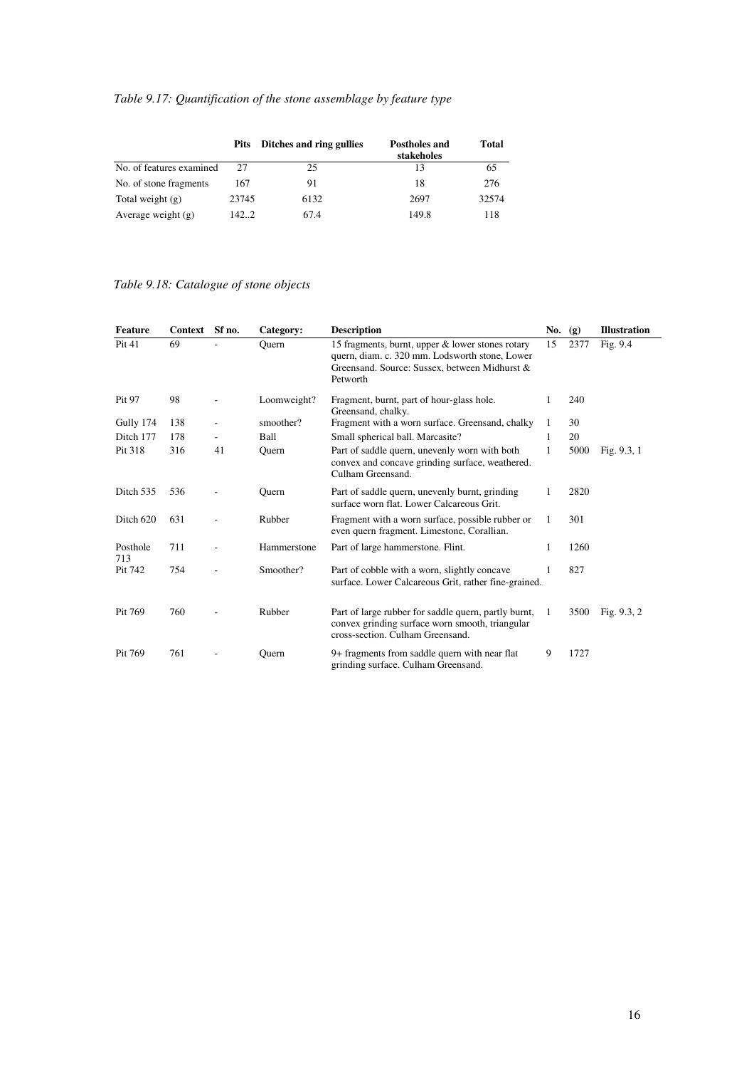*Table 9.17: Quantification of the stone assemblage by feature type*

| | Pits | Ditches and ring gullies | Postholes and stakeholes | Total |
|---|---|---|---|---|
| No. of features examined | 27 | 25 | 13 | 65 |
| No. of stone fragments | 167 | 91 | 18 | 276 |
| Total weight (g) | 23745 | 6132 | 2697 | 32574 |
| Average weight (g) | 142..2 | 67.4 | 149.8 | 118 |

*Table 9.18: Catalogue of stone objects*

| Feature | Context | Sf no. | Category: | Description | No. | (g) | Illustration |
|---|---|---|---|---|---|---|---|
| Pit 41 | 69 | - | Quern | 15 fragments, burnt, upper & lower stones rotary quern, diam. c. 320 mm. Lodsworth stone, Lower Greensand. Source: Sussex, between Midhurst & Petworth | 15 | 2377 | Fig. 9.4 |
| Pit 97 | 98 | - | Loomweight? | Fragment, burnt, part of hour-glass hole. Greensand, chalky. | 1 | 240 | |
| Gully 174 | 138 | - | smoother? | Fragment with a worn surface. Greensand, chalky | 1 | 30 | |
| Ditch 177 | 178 | - | Ball | Small spherical ball. Marcasite? | 1 | 20 | |
| Pit 318 | 316 | 41 | Quern | Part of saddle quern, unevenly worn with both convex and concave grinding surface, weathered. Culham Greensand. | 1 | 5000 | Fig. 9.3, 1 |
| Ditch 535 | 536 | - | Quern | Part of saddle quern, unevenly burnt, grinding surface worn flat. Lower Calcareous Grit. | 1 | 2820 | |
| Ditch 620 | 631 | - | Rubber | Fragment with a worn surface, possible rubber or even quern fragment. Limestone, Corallian. | 1 | 301 | |
| Posthole 713 | 711 | - | Hammerstone | Part of large hammerstone. Flint. | 1 | 1260 | |
| Pit 742 | 754 | - | Smoother? | Part of cobble with a worn, slightly concave surface. Lower Calcareous Grit, rather fine-grained. | 1 | 827 | |
| Pit 769 | 760 | - | Rubber | Part of large rubber for saddle quern, partly burnt, convex grinding surface worn smooth, triangular cross-section. Culham Greensand. | 1 | 3500 | Fig. 9.3, 2 |
| Pit 769 | 761 | - | Quern | 9+ fragments from saddle quern with near flat grinding surface. Culham Greensand. | 9 | 1727 | |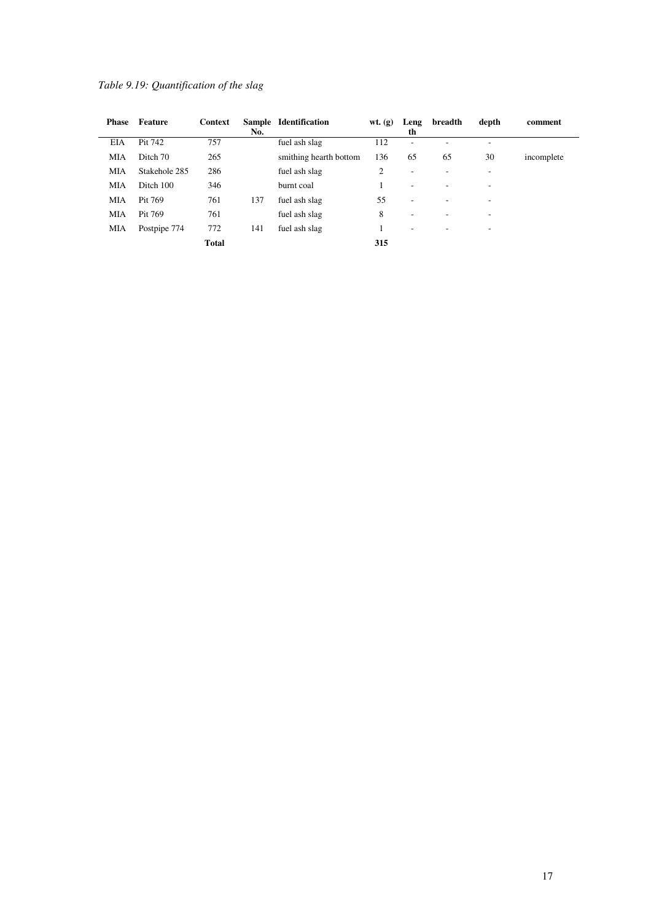*Table 9.19: Quantification of the slag*

| Phase | Feature | Context | Sample No. | Identification | wt. (g) | Length | breadth | depth | comment |
|---|---|---|---|---|---|---|---|---|---|
| EIA | Pit 742 | 757 | | fuel ash slag | 112 | - | - | - | |
| MIA | Ditch 70 | 265 | | smithing hearth bottom | 136 | 65 | 65 | 30 | incomplete |
| MIA | Stakehole 285 | 286 | | fuel ash slag | 2 | - | - | - | |
| MIA | Ditch 100 | 346 | | burnt coal | 1 | - | - | - | |
| MIA | Pit 769 | 761 | 137 | fuel ash slag | 55 | - | - | - | |
| MIA | Pit 769 | 761 | | fuel ash slag | 8 | - | - | - | |
| MIA | Postpipe 774 | 772 | 141 | fuel ash slag | 1 | - | - | - | |
| | | **Total** | | | **315** | | | | |